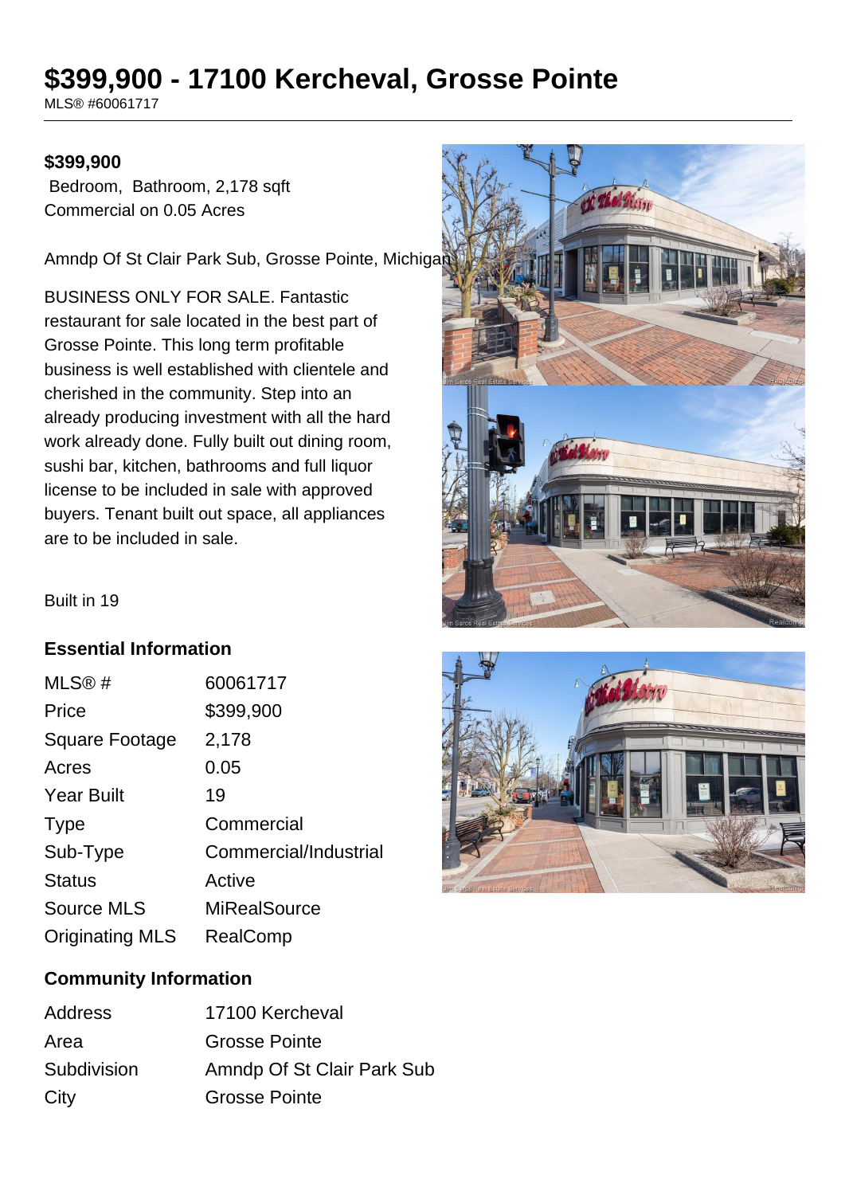# $399,900 - 17100 Kercheval, Grosse Pointe

MLS® #60061717

**$399,900**

Bedroom, Bathroom, 2,178 sqft

Commercial on 0.05 Acres

Amndp Of St Clair Park Sub, Grosse Pointe, Michigan

BUSINESS ONLY FOR SALE. Fantastic restaurant for sale located in the best part of Grosse Pointe. This long term profitable business is well established with clientele and cherished in the community. Step into an already producing investment with all the hard work already done. Fully built out dining room, sushi bar, kitchen, bathrooms and full liquor license to be included in sale with approved buyers. Tenant built out space, all appliances are to be included in sale.

Built in 19

## Essential Information

| | |
|---|---|
| MLS® # | 60061717 |
| Price | $399,900 |
| Square Footage | 2,178 |
| Acres | 0.05 |
| Year Built | 19 |
| Type | Commercial |
| Sub-Type | Commercial/Industrial |
| Status | Active |
| Source MLS | MiRealSource |
| Originating MLS | RealComp |

## Community Information

| | |
|---|---|
| Address | 17100 Kercheval |
| Area | Grosse Pointe |
| Subdivision | Amndp Of St Clair Park Sub |
| City | Grosse Pointe |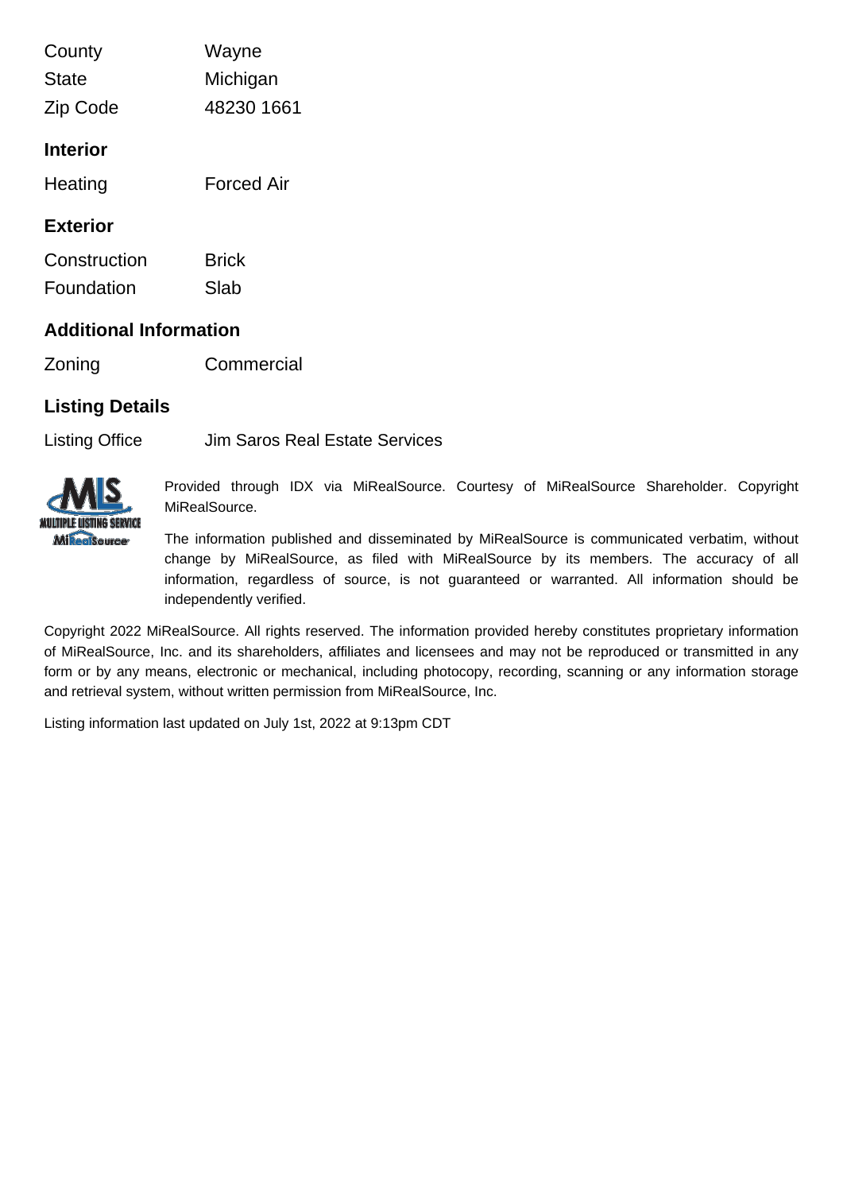| | |
|---|---|
| County | Wayne |
| State | Michigan |
| Zip Code | 48230 1661 |

### Interior

| | |
|---|---|
| Heating | Forced Air |

### Exterior

| | |
|---|---|
| Construction | Brick |
| Foundation | Slab |

### Additional Information

| | |
|---|---|
| Zoning | Commercial |

### Listing Details

| | |
|---|---|
| Listing Office | Jim Saros Real Estate Services |

Provided through IDX via MiRealSource. Courtesy of MiRealSource Shareholder. Copyright MiRealSource.

The information published and disseminated by MiRealSource is communicated verbatim, without change by MiRealSource, as filed with MiRealSource by its members. The accuracy of all information, regardless of source, is not guaranteed or warranted. All information should be independently verified.

Copyright 2022 MiRealSource. All rights reserved. The information provided hereby constitutes proprietary information of MiRealSource, Inc. and its shareholders, affiliates and licensees and may not be reproduced or transmitted in any form or by any means, electronic or mechanical, including photocopy, recording, scanning or any information storage and retrieval system, without written permission from MiRealSource, Inc.

Listing information last updated on July 1st, 2022 at 9:13pm CDT